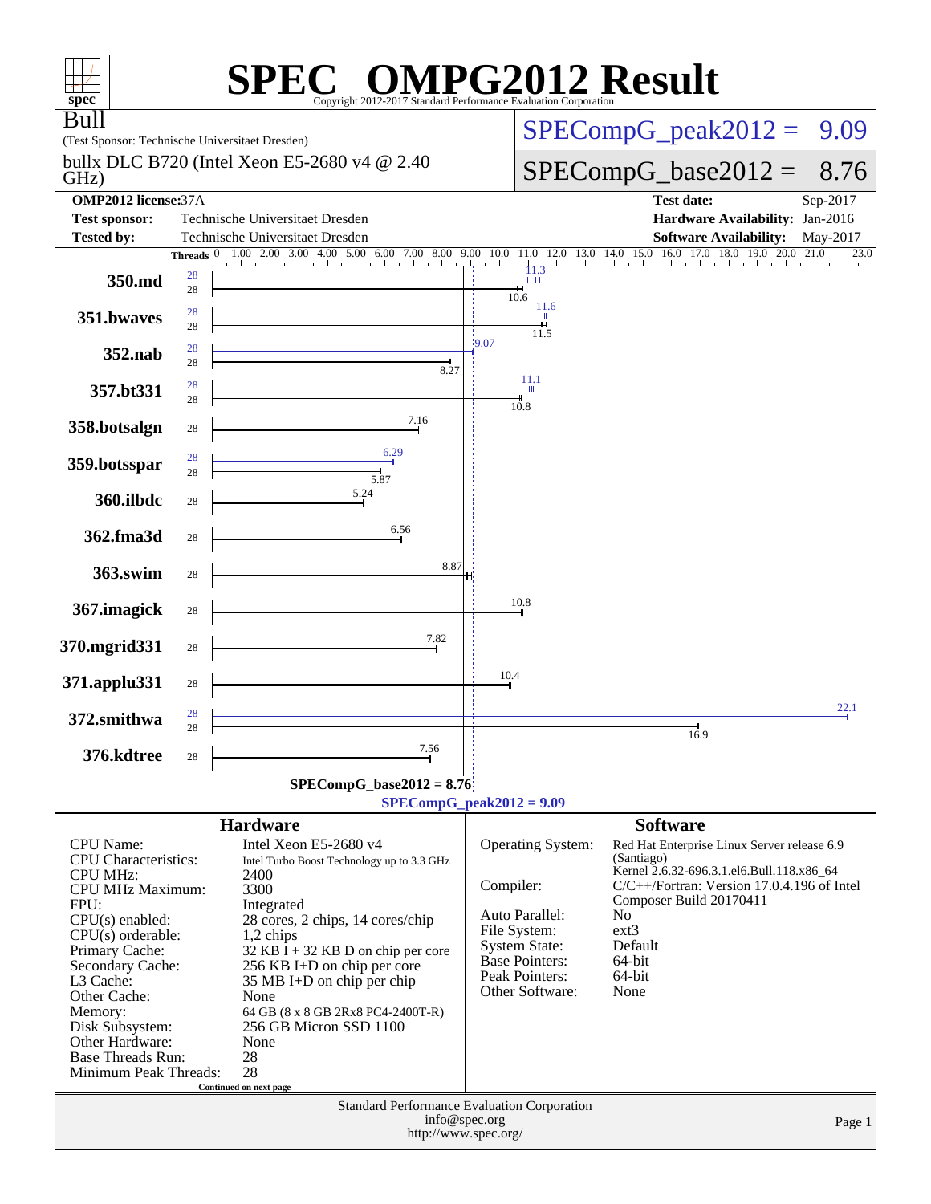# SPEC OMPG2012 Result

Copyright 2012-2017 Standard Performance Evaluation Corporation

**Bull**

(Test Sponsor: Technische Universitaet Dresden)

bullx DLC B720 (Intel Xeon E5-2680 v4 @ 2.40 GHz)

SPECompG_peak2012 = 9.09

SPECompG_base2012 = 8.76

| | | | |
|---|---|---|---|
| **OMP2012 license:** 37A | | **Test date:** | Sep-2017 |
| **Test sponsor:** | Technische Universitaet Dresden | **Hardware Availability:** | Jan-2016 |
| **Tested by:** | Technische Universitaet Dresden | **Software Availability:** | May-2017 |

| Benchmark | Threads (peak) | Threads (base) | Peak | Base |
|---|---|---|---|---|
| 350.md | 28 | 28 | 11.3 | 10.6 |
| 351.bwaves | 28 | 28 | 11.6 | 11.5 |
| 352.nab | 28 | 28 | 9.07 | 8.27 |
| 357.bt331 | 28 | 28 | 11.1 | 10.8 |
| 358.botsalgn | | 28 | | 7.16 |
| 359.botsspar | 28 | 28 | 6.29 | 5.87 |
| 360.ilbdc | | 28 | | 5.24 |
| 362.fma3d | | 28 | | 6.56 |
| 363.swim | | 28 | | 8.87 |
| 367.imagick | | 28 | | 10.8 |
| 370.mgrid331 | | 28 | | 7.82 |
| 371.applu331 | | 28 | | 10.4 |
| 372.smithwa | 28 | 28 | 22.1 | 16.9 |
| 376.kdtree | | 28 | | 7.56 |

SPECompG_base2012 = 8.76

SPECompG_peak2012 = 9.09

## Hardware

| | |
|---|---|
| CPU Name: | Intel Xeon E5-2680 v4 |
| CPU Characteristics: | Intel Turbo Boost Technology up to 3.3 GHz |
| CPU MHz: | 2400 |
| CPU MHz Maximum: | 3300 |
| FPU: | Integrated |
| CPU(s) enabled: | 28 cores, 2 chips, 14 cores/chip |
| CPU(s) orderable: | 1,2 chips |
| Primary Cache: | 32 KB I + 32 KB D on chip per core |
| Secondary Cache: | 256 KB I+D on chip per core |
| L3 Cache: | 35 MB I+D on chip per chip |
| Other Cache: | None |
| Memory: | 64 GB (8 x 8 GB 2Rx8 PC4-2400T-R) |
| Disk Subsystem: | 256 GB Micron SSD 1100 |
| Other Hardware: | None |
| Base Threads Run: | 28 |
| Minimum Peak Threads: | 28 |

Continued on next page

## Software

| | |
|---|---|
| Operating System: | Red Hat Enterprise Linux Server release 6.9 (Santiago) Kernel 2.6.32-696.3.1.el6.Bull.118.x86_64 |
| Compiler: | C/C++/Fortran: Version 17.0.4.196 of Intel Composer Build 20170411 |
| Auto Parallel: | No |
| File System: | ext3 |
| System State: | Default |
| Base Pointers: | 64-bit |
| Peak Pointers: | 64-bit |
| Other Software: | None |

Standard Performance Evaluation Corporation
info@spec.org
http://www.spec.org/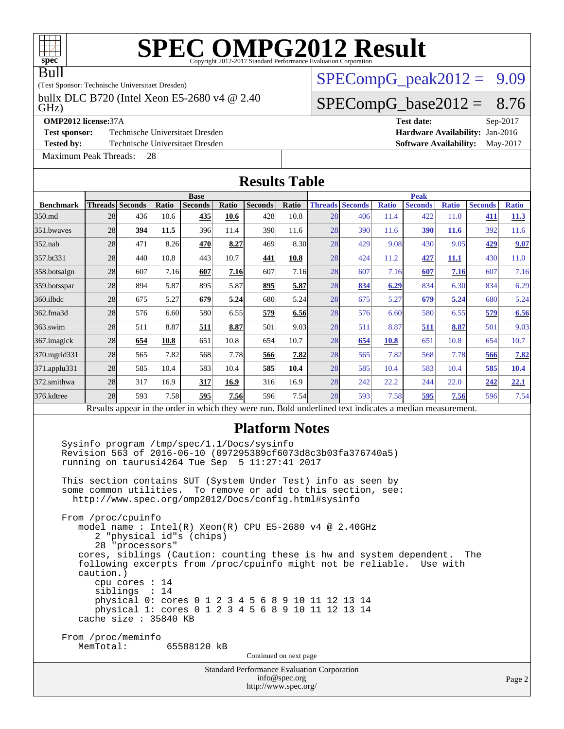# SPEC OMPG2012 Result

Copyright 2012-2017 Standard Performance Evaluation Corporation

Bull

(Test Sponsor: Technische Universitaet Dresden)

bullx DLC B720 (Intel Xeon E5-2680 v4 @ 2.40 GHz)

SPECompG_peak2012 = 9.09

SPECompG_base2012 = 8.76

**OMP2012 license:** 37A

**Test sponsor:** Technische Universitaet Dresden

**Tested by:** Technische Universitaet Dresden

**Test date:** Sep-2017

**Hardware Availability:** Jan-2016

**Software Availability:** May-2017

Maximum Peak Threads: 28

## Results Table

| Benchmark | Base | | | | | | | Peak | | | | | | |
|---|---|---|---|---|---|---|---|---|---|---|---|---|---|---|
| | Threads | Seconds | Ratio | Seconds | Ratio | Seconds | Ratio | Threads | Seconds | Ratio | Seconds | Ratio | Seconds | Ratio |
| 350.md | 28 | 436 | 10.6 | **435** | **10.6** | 428 | 10.8 | 28 | 406 | 11.4 | 422 | 11.0 | **411** | **11.3** |
| 351.bwaves | 28 | **394** | **11.5** | 396 | 11.4 | 390 | 11.6 | 28 | 390 | 11.6 | **390** | **11.6** | 392 | 11.6 |
| 352.nab | 28 | 471 | 8.26 | **470** | **8.27** | 469 | 8.30 | 28 | 429 | 9.08 | 430 | 9.05 | **429** | **9.07** |
| 357.bt331 | 28 | 440 | 10.8 | 443 | 10.7 | **441** | **10.8** | 28 | 424 | 11.2 | **427** | **11.1** | 430 | 11.0 |
| 358.botsalgn | 28 | 607 | 7.16 | **607** | **7.16** | 607 | 7.16 | 28 | 607 | 7.16 | **607** | **7.16** | 607 | 7.16 |
| 359.botsspar | 28 | 894 | 5.87 | 895 | 5.87 | **895** | **5.87** | 28 | **834** | **6.29** | 834 | 6.30 | 834 | 6.29 |
| 360.ilbdc | 28 | 675 | 5.27 | **679** | **5.24** | 680 | 5.24 | 28 | 675 | 5.27 | **679** | **5.24** | 680 | 5.24 |
| 362.fma3d | 28 | 576 | 6.60 | 580 | 6.55 | **579** | **6.56** | 28 | 576 | 6.60 | 580 | 6.55 | **579** | **6.56** |
| 363.swim | 28 | 511 | 8.87 | **511** | **8.87** | 501 | 9.03 | 28 | 511 | 8.87 | **511** | **8.87** | 501 | 9.03 |
| 367.imagick | 28 | **654** | **10.8** | 651 | 10.8 | 654 | 10.7 | 28 | **654** | **10.8** | 651 | 10.8 | 654 | 10.7 |
| 370.mgrid331 | 28 | 565 | 7.82 | 568 | 7.78 | **566** | **7.82** | 28 | 565 | 7.82 | 568 | 7.78 | **566** | **7.82** |
| 371.applu331 | 28 | 585 | 10.4 | 583 | 10.4 | **585** | **10.4** | 28 | 585 | 10.4 | 583 | 10.4 | **585** | **10.4** |
| 372.smithwa | 28 | 317 | 16.9 | **317** | **16.9** | 316 | 16.9 | 28 | 242 | 22.2 | 244 | 22.0 | **242** | **22.1** |
| 376.kdtree | 28 | 593 | 7.58 | **595** | **7.56** | 596 | 7.54 | 28 | 593 | 7.58 | **595** | **7.56** | 596 | 7.54 |

Results appear in the order in which they were run. Bold underlined text indicates a median measurement.

## Platform Notes

```
Sysinfo program /tmp/spec/1.1/Docs/sysinfo
Revision 563 of 2016-06-10 (097295389cf6073d8c3b03fa376740a5)
running on taurusi4264 Tue Sep  5 11:27:41 2017

This section contains SUT (System Under Test) info as seen by
some common utilities.  To remove or add to this section, see:
  http://www.spec.org/omp2012/Docs/config.html#sysinfo

From /proc/cpuinfo
   model name : Intel(R) Xeon(R) CPU E5-2680 v4 @ 2.40GHz
      2 "physical id"s (chips)
      28 "processors"
   cores, siblings (Caution: counting these is hw and system dependent.  The
   following excerpts from /proc/cpuinfo might not be reliable.  Use with
   caution.)
      cpu cores : 14
      siblings  : 14
      physical 0: cores 0 1 2 3 4 5 6 8 9 10 11 12 13 14
      physical 1: cores 0 1 2 3 4 5 6 8 9 10 11 12 13 14
   cache size : 35840 KB

From /proc/meminfo
   MemTotal:       65588120 kB
```

Continued on next page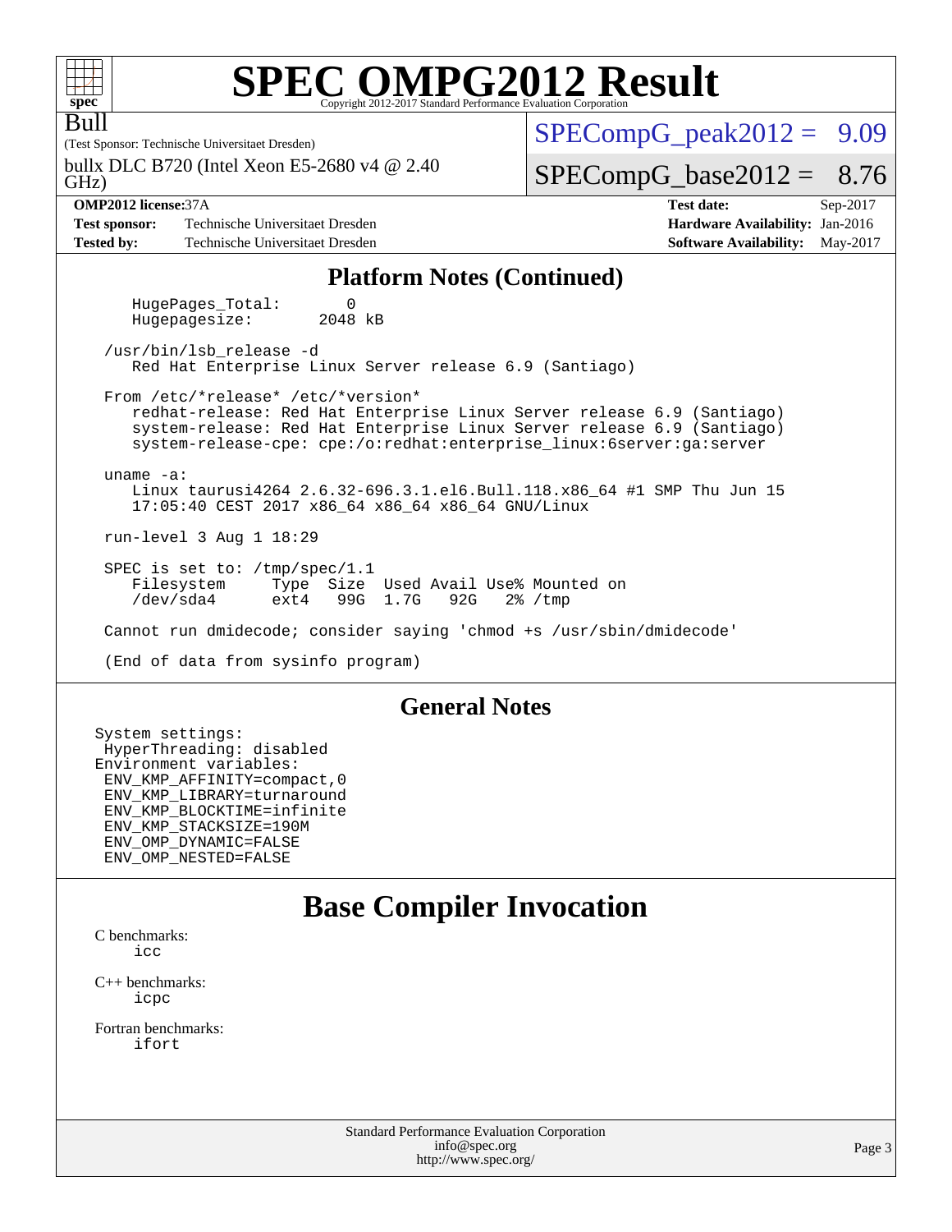# SPEC OMPG2012 Result

Bull

(Test Sponsor: Technische Universitaet Dresden)

bullx DLC B720 (Intel Xeon E5-2680 v4 @ 2.40 GHz)

SPECompG_peak2012 = 9.09

SPECompG_base2012 = 8.76

**OMP2012 license:** 37A

**Test sponsor:** Technische Universitaet Dresden

**Tested by:** Technische Universitaet Dresden

**Test date:** Sep-2017

**Hardware Availability:** Jan-2016

**Software Availability:** May-2017

## Platform Notes (Continued)

```
    HugePages_Total:       0
    Hugepagesize:       2048 kB

 /usr/bin/lsb_release -d
    Red Hat Enterprise Linux Server release 6.9 (Santiago)

 From /etc/*release* /etc/*version*
    redhat-release: Red Hat Enterprise Linux Server release 6.9 (Santiago)
    system-release: Red Hat Enterprise Linux Server release 6.9 (Santiago)
    system-release-cpe: cpe:/o:redhat:enterprise_linux:6server:ga:server

 uname -a:
    Linux taurusi4264 2.6.32-696.3.1.el6.Bull.118.x86_64 #1 SMP Thu Jun 15
    17:05:40 CEST 2017 x86_64 x86_64 x86_64 GNU/Linux

 run-level 3 Aug 1 18:29

 SPEC is set to: /tmp/spec/1.1
    Filesystem     Type  Size  Used Avail Use% Mounted on
    /dev/sda4      ext4   99G  1.7G   92G   2% /tmp

 Cannot run dmidecode; consider saying 'chmod +s /usr/sbin/dmidecode'

 (End of data from sysinfo program)
```

## General Notes

```
System settings:
 HyperThreading: disabled
Environment variables:
 ENV_KMP_AFFINITY=compact,0
 ENV_KMP_LIBRARY=turnaround
 ENV_KMP_BLOCKTIME=infinite
 ENV_KMP_STACKSIZE=190M
 ENV_OMP_DYNAMIC=FALSE
 ENV_OMP_NESTED=FALSE
```

# Base Compiler Invocation

C benchmarks:
    icc

C++ benchmarks:
    icpc

Fortran benchmarks:
    ifort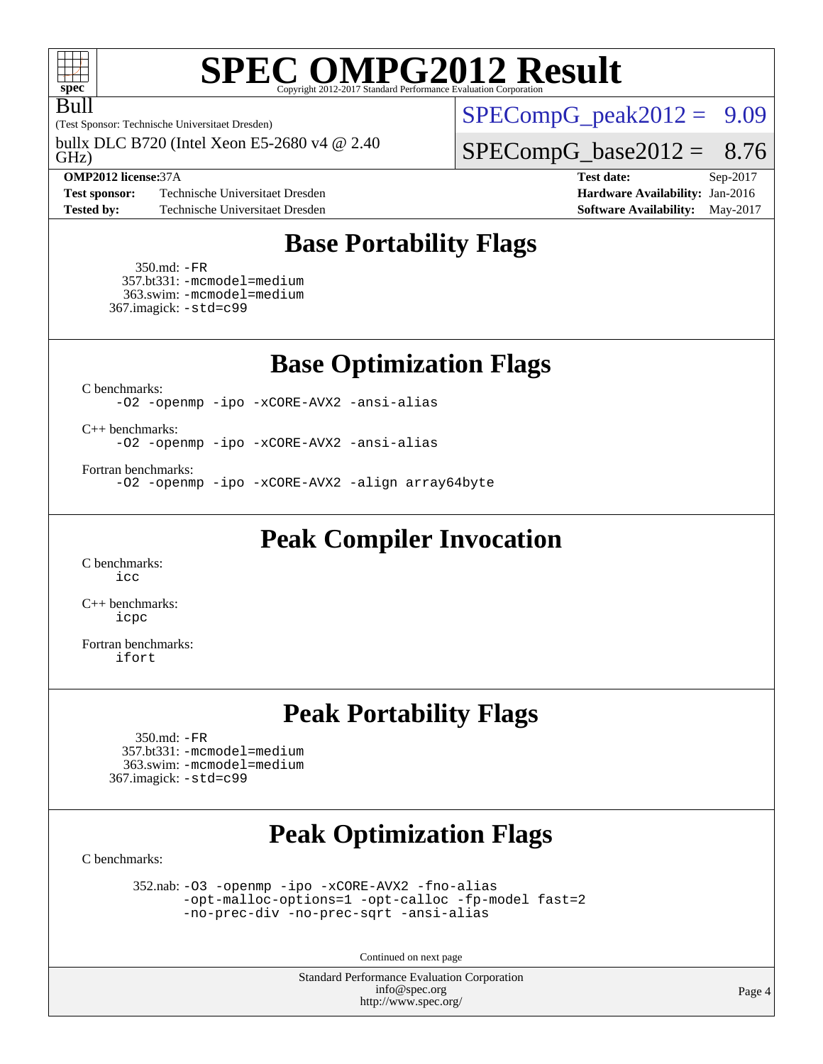# SPEC OMPG2012 Result

Copyright 2012-2017 Standard Performance Evaluation Corporation

Bull

(Test Sponsor: Technische Universitaet Dresden)

bullx DLC B720 (Intel Xeon E5-2680 v4 @ 2.40 GHz)

SPECompG_peak2012 = 9.09

SPECompG_base2012 = 8.76

| | | | |
|---|---|---|---|
| **OMP2012 license:** | 37A | **Test date:** | Sep-2017 |
| **Test sponsor:** | Technische Universitaet Dresden | **Hardware Availability:** | Jan-2016 |
| **Tested by:** | Technische Universitaet Dresden | **Software Availability:** | May-2017 |

## Base Portability Flags

350.md: -FR
357.bt331: -mcmodel=medium
363.swim: -mcmodel=medium
367.imagick: -std=c99

## Base Optimization Flags

C benchmarks:
-O2 -openmp -ipo -xCORE-AVX2 -ansi-alias

C++ benchmarks:
-O2 -openmp -ipo -xCORE-AVX2 -ansi-alias

Fortran benchmarks:
-O2 -openmp -ipo -xCORE-AVX2 -align array64byte

## Peak Compiler Invocation

C benchmarks:
icc

C++ benchmarks:
icpc

Fortran benchmarks:
ifort

## Peak Portability Flags

350.md: -FR
357.bt331: -mcmodel=medium
363.swim: -mcmodel=medium
367.imagick: -std=c99

## Peak Optimization Flags

C benchmarks:

352.nab: -O3 -openmp -ipo -xCORE-AVX2 -fno-alias -opt-malloc-options=1 -opt-calloc -fp-model fast=2 -no-prec-div -no-prec-sqrt -ansi-alias

Continued on next page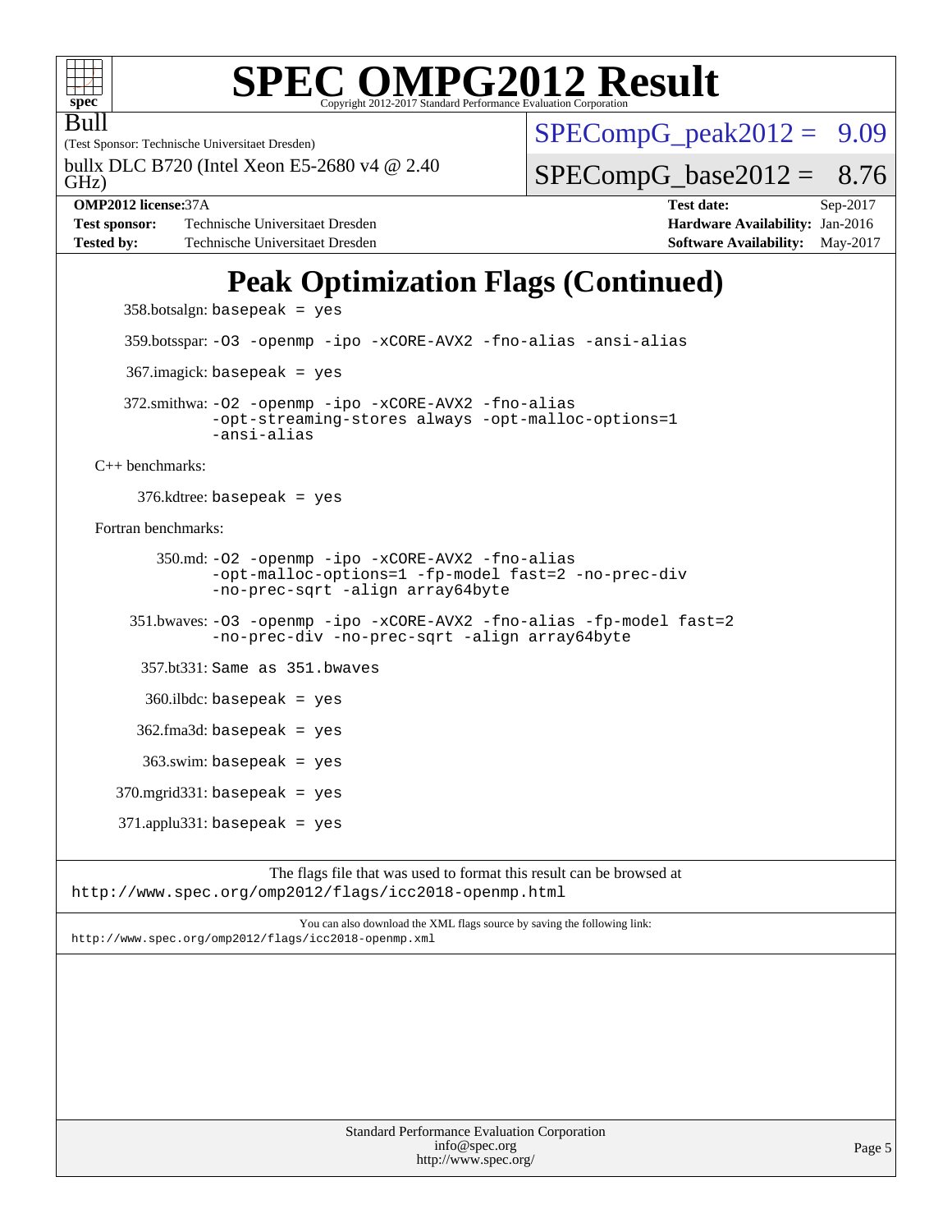# SPEC OMPG2012 Result

Copyright 2012-2017 Standard Performance Evaluation Corporation

Bull

(Test Sponsor: Technische Universitaet Dresden)

bullx DLC B720 (Intel Xeon E5-2680 v4 @ 2.40 GHz)

SPECompG_peak2012 = 9.09

SPECompG_base2012 = 8.76

**OMP2012 license:** 37A | **Test date:** Sep-2017

**Test sponsor:** Technische Universitaet Dresden | **Hardware Availability:** Jan-2016

**Tested by:** Technische Universitaet Dresden | **Software Availability:** May-2017

## Peak Optimization Flags (Continued)

358.botsalgn: `basepeak = yes`

359.botsspar: `-O3 -openmp -ipo -xCORE-AVX2 -fno-alias -ansi-alias`

367.imagick: `basepeak = yes`

372.smithwa: `-O2 -openmp -ipo -xCORE-AVX2 -fno-alias -opt-streaming-stores always -opt-malloc-options=1 -ansi-alias`

C++ benchmarks:

376.kdtree: `basepeak = yes`

Fortran benchmarks:

350.md: `-O2 -openmp -ipo -xCORE-AVX2 -fno-alias -opt-malloc-options=1 -fp-model fast=2 -no-prec-div -no-prec-sqrt -align array64byte`

351.bwaves: `-O3 -openmp -ipo -xCORE-AVX2 -fno-alias -fp-model fast=2 -no-prec-div -no-prec-sqrt -align array64byte`

357.bt331: `Same as 351.bwaves`

360.ilbdc: `basepeak = yes`

362.fma3d: `basepeak = yes`

363.swim: `basepeak = yes`

370.mgrid331: `basepeak = yes`

371.applu331: `basepeak = yes`

The flags file that was used to format this result can be browsed at
http://www.spec.org/omp2012/flags/icc2018-openmp.html

You can also download the XML flags source by saving the following link:
http://www.spec.org/omp2012/flags/icc2018-openmp.xml

Standard Performance Evaluation Corporation
info@spec.org
http://www.spec.org/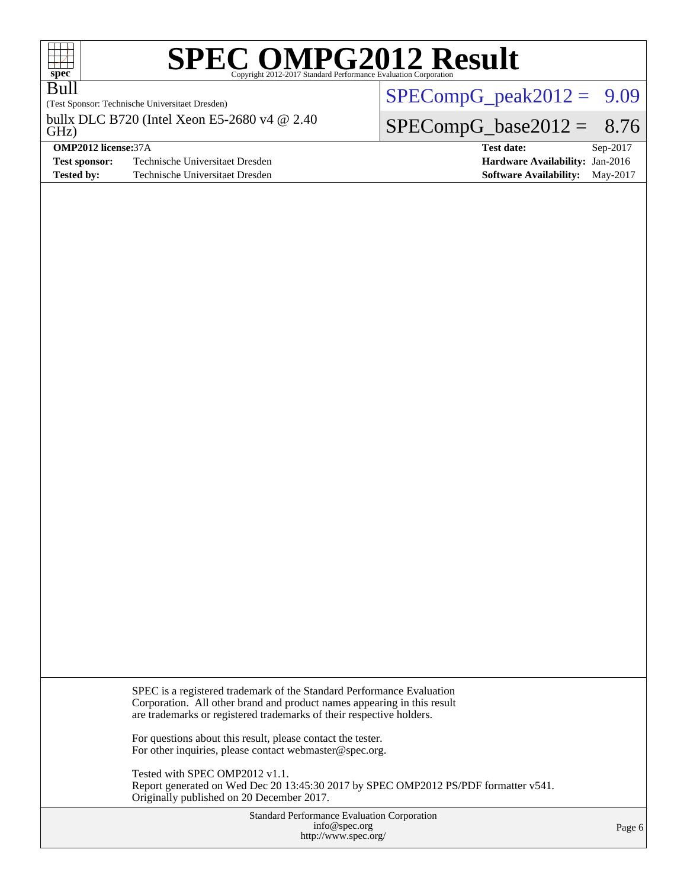SPEC is a registered trademark of the Standard Performance Evaluation Corporation. All other brand and product names appearing in this result are trademarks or registered trademarks of their respective holders.

For questions about this result, please contact the tester.
For other inquiries, please contact webmaster@spec.org.

Tested with SPEC OMP2012 v1.1.
Report generated on Wed Dec 20 13:45:30 2017 by SPEC OMP2012 PS/PDF formatter v541.
Originally published on 20 December 2017.